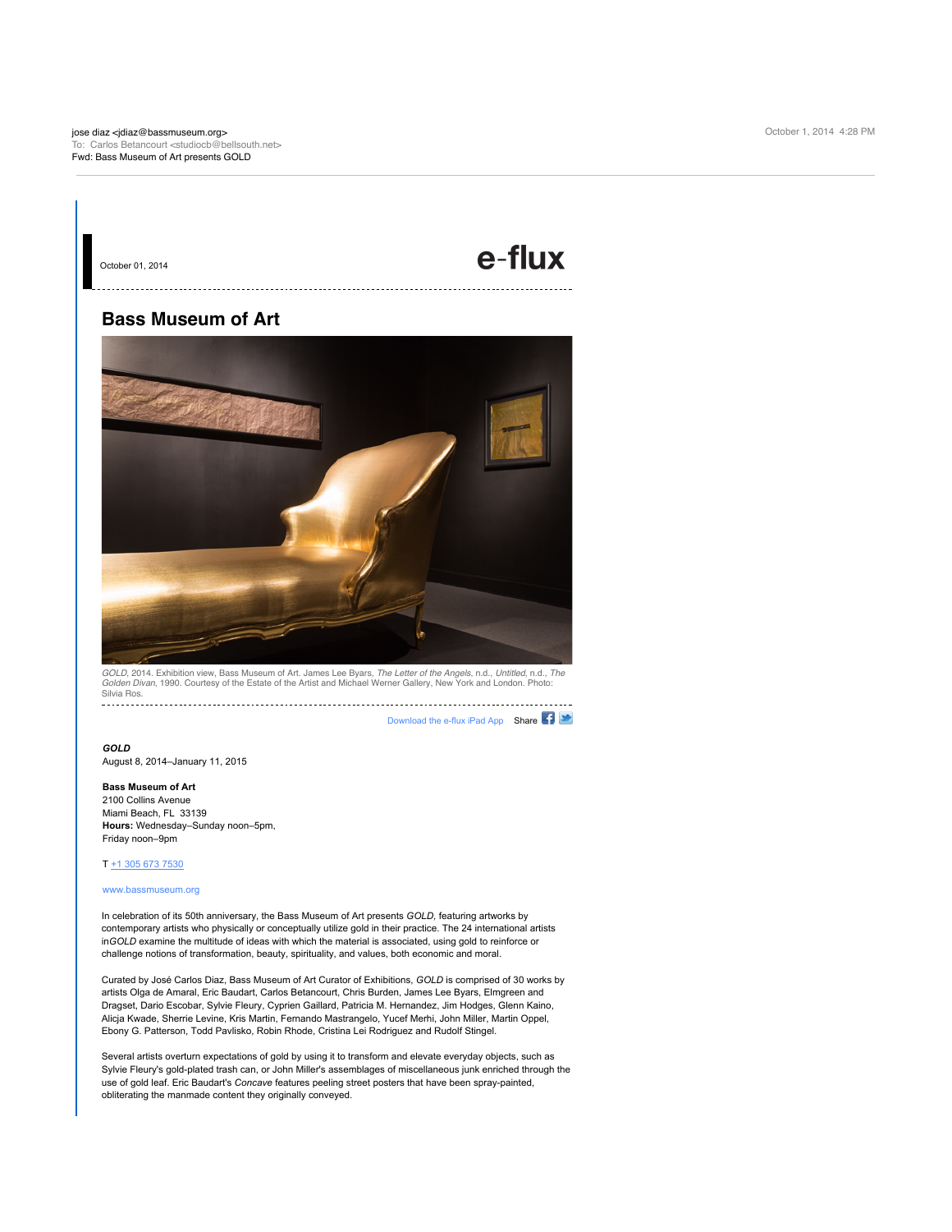jose diaz <jdiaz@bassmuseum.org>
To: Carlos Betancourt <studiocb@bellsouth.net>
Fwd: Bass Museum of Art presents GOLD

October 1, 2014 4:28 PM

October 01, 2014

e-flux

## Bass Museum of Art

*GOLD*, 2014. Exhibition view, Bass Museum of Art. James Lee Byars, *The Letter of the Angels*, n.d., *Untitled*, n.d., *The Golden Divan*, 1990. Courtesy of the Estate of the Artist and Michael Werner Gallery, New York and London. Photo: Silvia Ros.

Download the e-flux iPad App  Share

***GOLD***
August 8, 2014–January 11, 2015

**Bass Museum of Art**
2100 Collins Avenue
Miami Beach, FL 33139
**Hours:** Wednesday–Sunday noon–5pm,
Friday noon–9pm

T +1 305 673 7530

www.bassmuseum.org

In celebration of its 50th anniversary, the Bass Museum of Art presents *GOLD*, featuring artworks by contemporary artists who physically or conceptually utilize gold in their practice. The 24 international artists in*GOLD* examine the multitude of ideas with which the material is associated, using gold to reinforce or challenge notions of transformation, beauty, spirituality, and values, both economic and moral.

Curated by José Carlos Diaz, Bass Museum of Art Curator of Exhibitions, *GOLD* is comprised of 30 works by artists Olga de Amaral, Eric Baudart, Carlos Betancourt, Chris Burden, James Lee Byars, Elmgreen and Dragset, Dario Escobar, Sylvie Fleury, Cyprien Gaillard, Patricia M. Hernandez, Jim Hodges, Glenn Kaino, Alicja Kwade, Sherrie Levine, Kris Martin, Fernando Mastrangelo, Yucef Merhi, John Miller, Martin Oppel, Ebony G. Patterson, Todd Pavlisko, Robin Rhode, Cristina Lei Rodriguez and Rudolf Stingel.

Several artists overturn expectations of gold by using it to transform and elevate everyday objects, such as Sylvie Fleury's gold-plated trash can, or John Miller's assemblages of miscellaneous junk enriched through the use of gold leaf. Eric Baudart's *Concave* features peeling street posters that have been spray-painted, obliterating the manmade content they originally conveyed.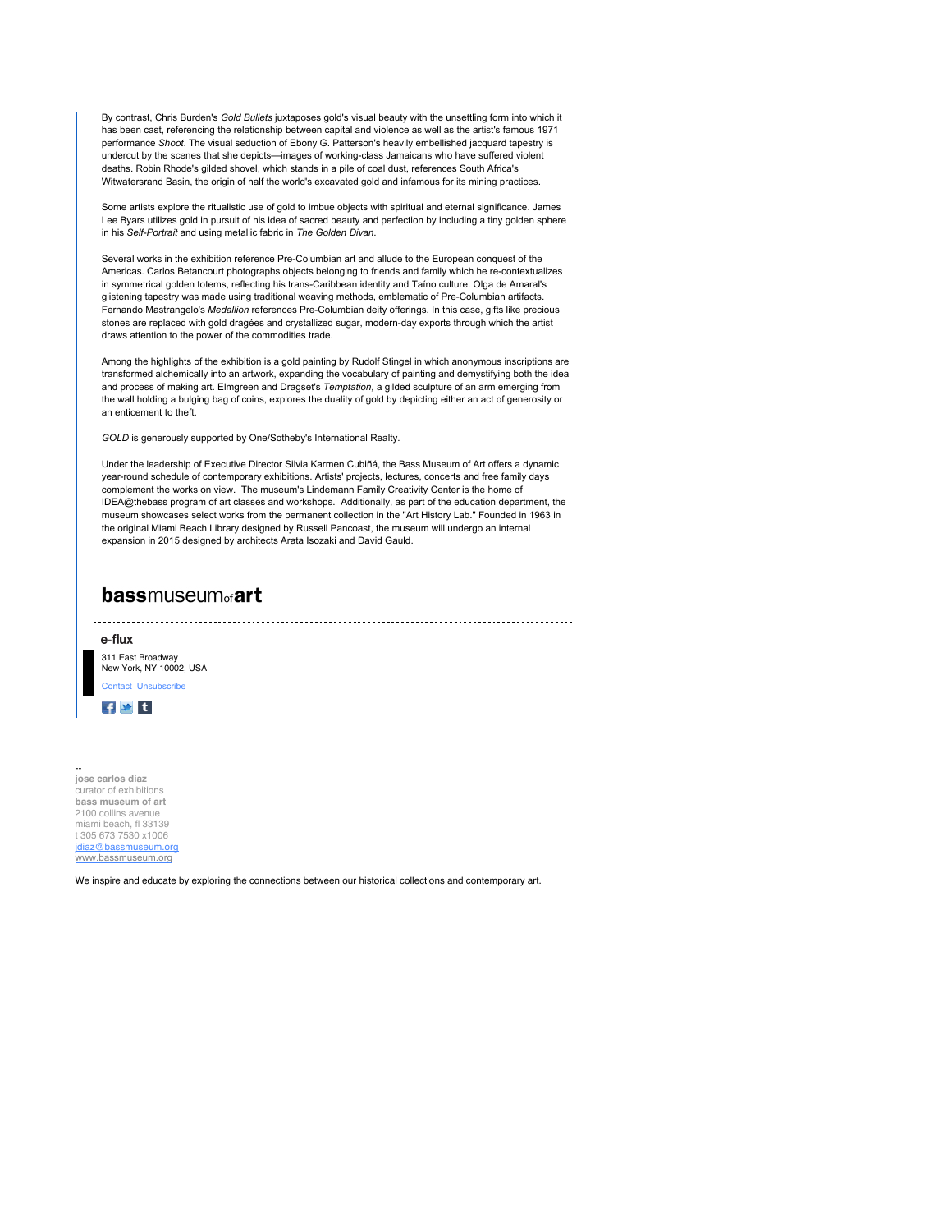By contrast, Chris Burden's *Gold Bullets* juxtaposes gold's visual beauty with the unsettling form into which it has been cast, referencing the relationship between capital and violence as well as the artist's famous 1971 performance *Shoot*. The visual seduction of Ebony G. Patterson's heavily embellished jacquard tapestry is undercut by the scenes that she depicts—images of working-class Jamaicans who have suffered violent deaths. Robin Rhode's gilded shovel, which stands in a pile of coal dust, references South Africa's Witwatersrand Basin, the origin of half the world's excavated gold and infamous for its mining practices.

Some artists explore the ritualistic use of gold to imbue objects with spiritual and eternal significance. James Lee Byars utilizes gold in pursuit of his idea of sacred beauty and perfection by including a tiny golden sphere in his *Self-Portrait* and using metallic fabric in *The Golden Divan*.

Several works in the exhibition reference Pre-Columbian art and allude to the European conquest of the Americas. Carlos Betancourt photographs objects belonging to friends and family which he re-contextualizes in symmetrical golden totems, reflecting his trans-Caribbean identity and Taíno culture. Olga de Amaral's glistening tapestry was made using traditional weaving methods, emblematic of Pre-Columbian artifacts. Fernando Mastrangelo's *Medallion* references Pre-Columbian deity offerings. In this case, gifts like precious stones are replaced with gold dragées and crystallized sugar, modern-day exports through which the artist draws attention to the power of the commodities trade.

Among the highlights of the exhibition is a gold painting by Rudolf Stingel in which anonymous inscriptions are transformed alchemically into an artwork, expanding the vocabulary of painting and demystifying both the idea and process of making art. Elmgreen and Dragset's *Temptation*, a gilded sculpture of an arm emerging from the wall holding a bulging bag of coins, explores the duality of gold by depicting either an act of generosity or an enticement to theft.

*GOLD* is generously supported by One/Sotheby's International Realty.

Under the leadership of Executive Director Silvia Karmen Cubiñá, the Bass Museum of Art offers a dynamic year-round schedule of contemporary exhibitions. Artists' projects, lectures, concerts and free family days complement the works on view. The museum's Lindemann Family Creativity Center is the home of IDEA@thebass program of art classes and workshops. Additionally, as part of the education department, the museum showcases select works from the permanent collection in the "Art History Lab." Founded in 1963 in the original Miami Beach Library designed by Russell Pancoast, the museum will undergo an internal expansion in 2015 designed by architects Arata Isozaki and David Gauld.

**bass**museum~of~**art**

---

**e-flux**

311 East Broadway
New York, NY 10002, USA

Contact Unsubscribe

--
**jose carlos diaz**
curator of exhibitions
**bass museum of art**
2100 collins avenue
miami beach, fl 33139
t 305 673 7530 x1006
jdiaz@bassmuseum.org
www.bassmuseum.org

We inspire and educate by exploring the connections between our historical collections and contemporary art.